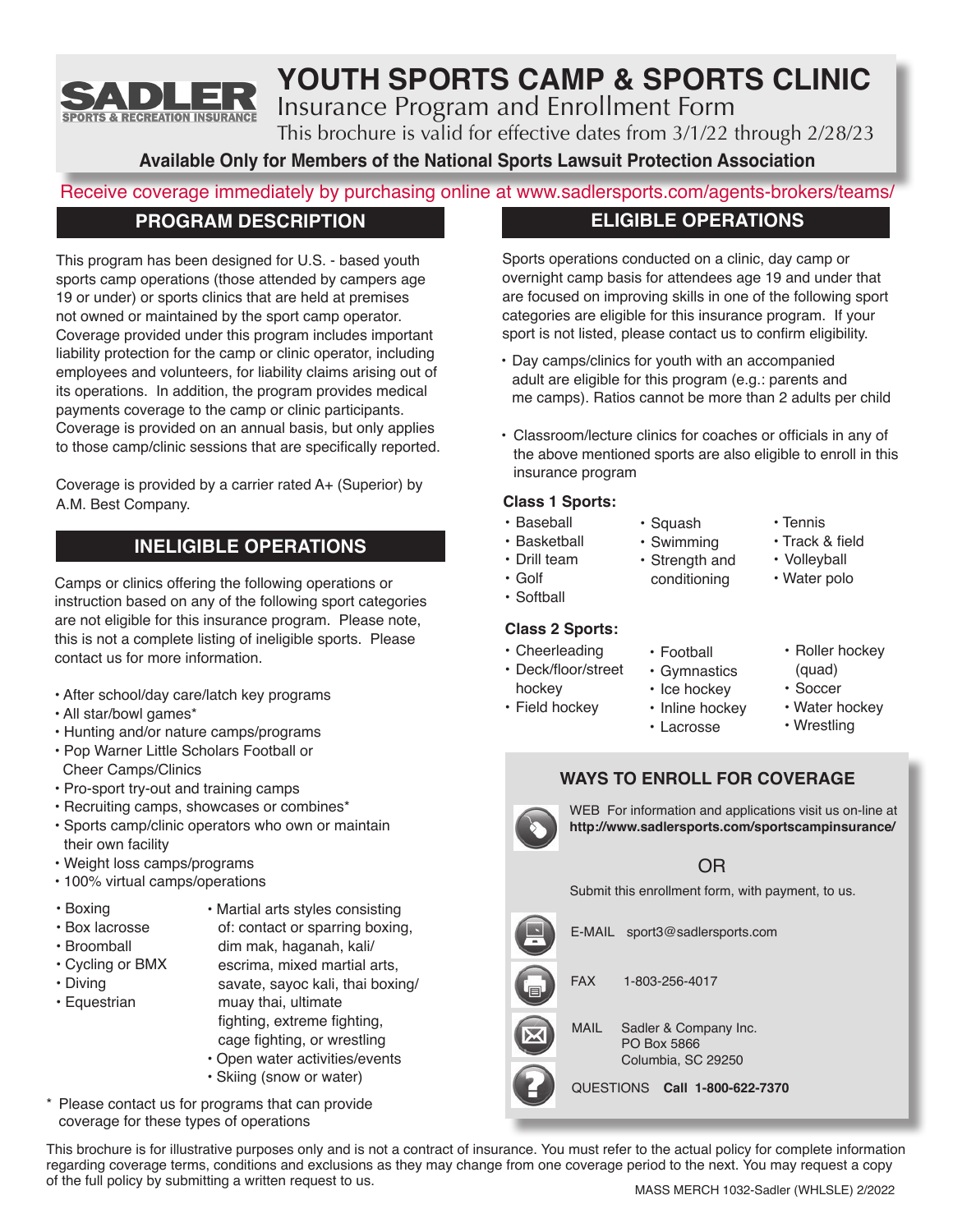SADLER SPORTS & RECREATION INSURANCE

# YOUTH SPORTS CAMP & SPORTS CLINIC

## Insurance Program and Enrollment Form

This brochure is valid for effective dates from 3/1/22 through 2/28/23

**Available Only for Members of the National Sports Lawsuit Protection Association**

Receive coverage immediately by purchasing online at www.sadlersports.com/agents-brokers/teams/

## PROGRAM DESCRIPTION

This program has been designed for U.S. - based youth sports camp operations (those attended by campers age 19 or under) or sports clinics that are held at premises not owned or maintained by the sport camp operator. Coverage provided under this program includes important liability protection for the camp or clinic operator, including employees and volunteers, for liability claims arising out of its operations. In addition, the program provides medical payments coverage to the camp or clinic participants. Coverage is provided on an annual basis, but only applies to those camp/clinic sessions that are specifically reported.

Coverage is provided by a carrier rated A+ (Superior) by A.M. Best Company.

## INELIGIBLE OPERATIONS

Camps or clinics offering the following operations or instruction based on any of the following sport categories are not eligible for this insurance program. Please note, this is not a complete listing of ineligible sports. Please contact us for more information.

- After school/day care/latch key programs
- All star/bowl games*
- Hunting and/or nature camps/programs
- Pop Warner Little Scholars Football or Cheer Camps/Clinics
- Pro-sport try-out and training camps
- Recruiting camps, showcases or combines*
- Sports camp/clinic operators who own or maintain their own facility
- Weight loss camps/programs
- 100% virtual camps/operations

- Boxing
- Box lacrosse
- Broomball
- Cycling or BMX
- Diving
- Equestrian
- Martial arts styles consisting of: contact or sparring boxing, dim mak, haganah, kali/escrima, mixed martial arts, savate, sayoc kali, thai boxing/muay thai, ultimate fighting, extreme fighting, cage fighting, or wrestling
- Open water activities/events
- Skiing (snow or water)

\* Please contact us for programs that can provide coverage for these types of operations

## ELIGIBLE OPERATIONS

Sports operations conducted on a clinic, day camp or overnight camp basis for attendees age 19 and under that are focused on improving skills in one of the following sport categories are eligible for this insurance program. If your sport is not listed, please contact us to confirm eligibility.

- Day camps/clinics for youth with an accompanied adult are eligible for this program (e.g.: parents and me camps). Ratios cannot be more than 2 adults per child
- Classroom/lecture clinics for coaches or officials in any of the above mentioned sports are also eligible to enroll in this insurance program

**Class 1 Sports:**

- Baseball
- Basketball
- Drill team
- Golf
- Softball
- Squash
- Swimming
- Strength and conditioning
- Tennis
- Track & field
- Volleyball
- Water polo

**Class 2 Sports:**

- Cheerleading
- Deck/floor/street hockey
- Field hockey
- Football
- Gymnastics
- Ice hockey
- Inline hockey
- Lacrosse
- Roller hockey (quad)
- Soccer
- Water hockey
- Wrestling

### WAYS TO ENROLL FOR COVERAGE

WEB For information and applications visit us on-line at **http://www.sadlersports.com/sportscampinsurance/**

OR

Submit this enrollment form, with payment, to us.

E-MAIL sport3@sadlersports.com

FAX 1-803-256-4017

MAIL Sadler & Company Inc.
PO Box 5866
Columbia, SC 29250

QUESTIONS **Call 1-800-622-7370**

This brochure is for illustrative purposes only and is not a contract of insurance. You must refer to the actual policy for complete information regarding coverage terms, conditions and exclusions as they may change from one coverage period to the next. You may request a copy of the full policy by submitting a written request to us.

MASS MERCH 1032-Sadler (WHLSLE) 2/2022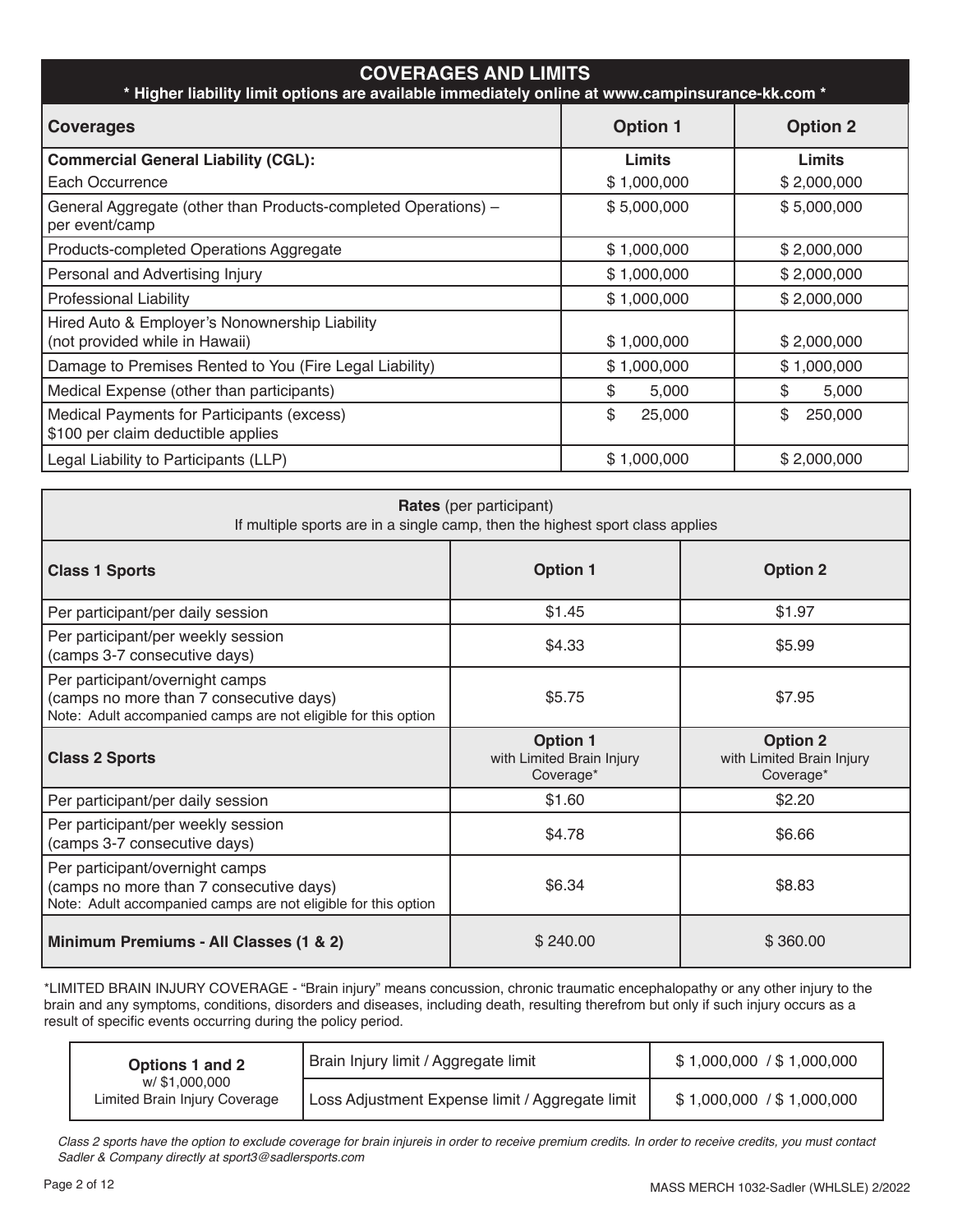## COVERAGES AND LIMITS

**\* Higher liability limit options are available immediately online at www.campinsurance-kk.com \***

| Coverages | Option 1 | Option 2 |
|---|---|---|
| **Commercial General Liability (CGL):** | **Limits** | **Limits** |
| Each Occurrence | $ 1,000,000 | $ 2,000,000 |
| General Aggregate (other than Products-completed Operations) – per event/camp | $ 5,000,000 | $ 5,000,000 |
| Products-completed Operations Aggregate | $ 1,000,000 | $ 2,000,000 |
| Personal and Advertising Injury | $ 1,000,000 | $ 2,000,000 |
| Professional Liability | $ 1,000,000 | $ 2,000,000 |
| Hired Auto & Employer's Nonownership Liability (not provided while in Hawaii) | $ 1,000,000 | $ 2,000,000 |
| Damage to Premises Rented to You (Fire Legal Liability) | $ 1,000,000 | $ 1,000,000 |
| Medical Expense (other than participants) | $ 5,000 | $ 5,000 |
| Medical Payments for Participants (excess) $100 per claim deductible applies | $ 25,000 | $ 250,000 |
| Legal Liability to Participants (LLP) | $ 1,000,000 | $ 2,000,000 |

**Rates** (per participant)
If multiple sports are in a single camp, then the highest sport class applies

| **Class 1 Sports** | **Option 1** | **Option 2** |
|---|---|---|
| Per participant/per daily session | $1.45 | $1.97 |
| Per participant/per weekly session (camps 3-7 consecutive days) | $4.33 | $5.99 |
| Per participant/overnight camps (camps no more than 7 consecutive days) Note: Adult accompanied camps are not eligible for this option | $5.75 | $7.95 |
| **Class 2 Sports** | **Option 1** with Limited Brain Injury Coverage* | **Option 2** with Limited Brain Injury Coverage* |
| Per participant/per daily session | $1.60 | $2.20 |
| Per participant/per weekly session (camps 3-7 consecutive days) | $4.78 | $6.66 |
| Per participant/overnight camps (camps no more than 7 consecutive days) Note: Adult accompanied camps are not eligible for this option | $6.34 | $8.83 |
| **Minimum Premiums - All Classes (1 & 2)** | $ 240.00 | $ 360.00 |

*LIMITED BRAIN INJURY COVERAGE - "Brain injury" means concussion, chronic traumatic encephalopathy or any other injury to the brain and any symptoms, conditions, disorders and diseases, including death, resulting therefrom but only if such injury occurs as a result of specific events occurring during the policy period.

| **Options 1 and 2** w/ $1,000,000 Limited Brain Injury Coverage | Brain Injury limit / Aggregate limit | $ 1,000,000 / $ 1,000,000 |
|---|---|---|
| | Loss Adjustment Expense limit / Aggregate limit | $ 1,000,000 / $ 1,000,000 |

*Class 2 sports have the option to exclude coverage for brain injureis in order to receive premium credits. In order to receive credits, you must contact Sadler & Company directly at sport3@sadlersports.com*

MASS MERCH 1032-Sadler (WHLSLE) 2/2022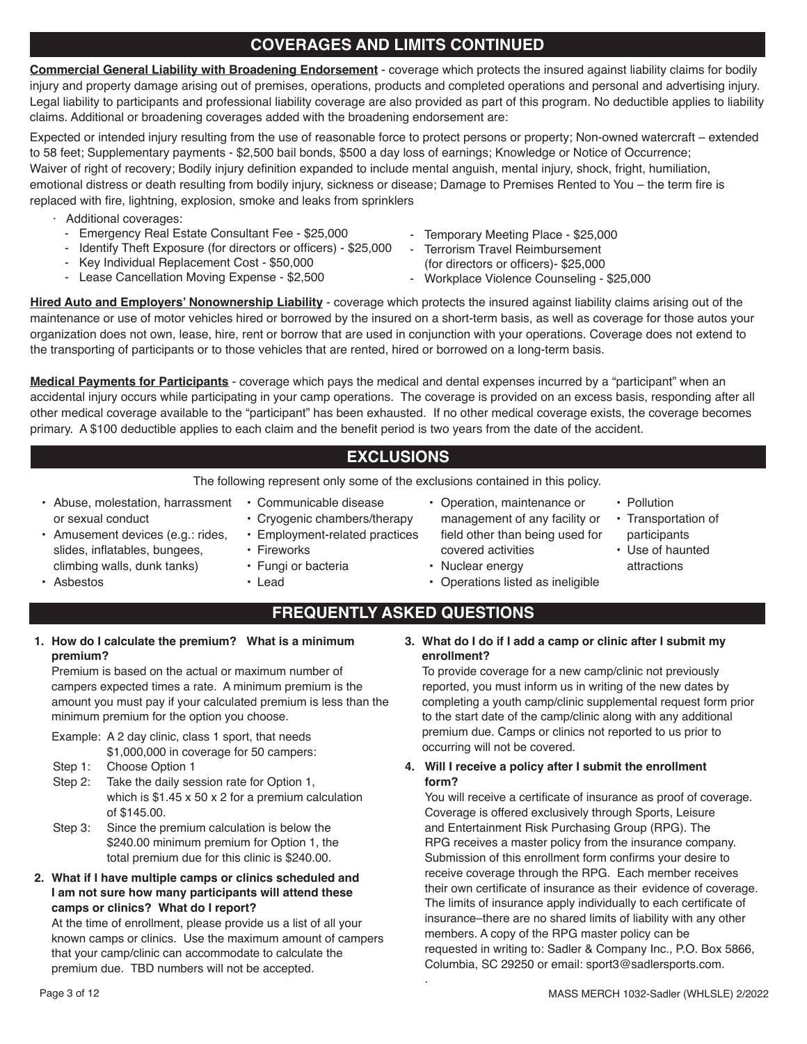## COVERAGES AND LIMITS CONTINUED

**Commercial General Liability with Broadening Endorsement** - coverage which protects the insured against liability claims for bodily injury and property damage arising out of premises, operations, products and completed operations and personal and advertising injury. Legal liability to participants and professional liability coverage are also provided as part of this program. No deductible applies to liability claims. Additional or broadening coverages added with the broadening endorsement are:

Expected or intended injury resulting from the use of reasonable force to protect persons or property; Non-owned watercraft – extended to 58 feet; Supplementary payments - $2,500 bail bonds, $500 a day loss of earnings; Knowledge or Notice of Occurrence; Waiver of right of recovery; Bodily injury definition expanded to include mental anguish, mental injury, shock, fright, humiliation, emotional distress or death resulting from bodily injury, sickness or disease; Damage to Premises Rented to You – the term fire is replaced with fire, lightning, explosion, smoke and leaks from sprinklers

- Additional coverages:
  - Emergency Real Estate Consultant Fee - $25,000
  - Identify Theft Exposure (for directors or officers) - $25,000
  - Key Individual Replacement Cost - $50,000
  - Lease Cancellation Moving Expense - $2,500
  - Temporary Meeting Place - $25,000
  - Terrorism Travel Reimbursement (for directors or officers)- $25,000
  - Workplace Violence Counseling - $25,000

**Hired Auto and Employers' Nonownership Liability** - coverage which protects the insured against liability claims arising out of the maintenance or use of motor vehicles hired or borrowed by the insured on a short-term basis, as well as coverage for those autos your organization does not own, lease, hire, rent or borrow that are used in conjunction with your operations. Coverage does not extend to the transporting of participants or to those vehicles that are rented, hired or borrowed on a long-term basis.

**Medical Payments for Participants** - coverage which pays the medical and dental expenses incurred by a "participant" when an accidental injury occurs while participating in your camp operations. The coverage is provided on an excess basis, responding after all other medical coverage available to the "participant" has been exhausted. If no other medical coverage exists, the coverage becomes primary. A $100 deductible applies to each claim and the benefit period is two years from the date of the accident.

## EXCLUSIONS

The following represent only some of the exclusions contained in this policy.

- Abuse, molestation, harrassment or sexual conduct
- Amusement devices (e.g.: rides, slides, inflatables, bungees, climbing walls, dunk tanks)
- Asbestos
- Communicable disease
- Cryogenic chambers/therapy
- Employment-related practices
- Fireworks
- Fungi or bacteria
- Lead
- Operation, maintenance or management of any facility or field other than being used for covered activities
- Nuclear energy
- Operations listed as ineligible
- Pollution
- Transportation of participants
- Use of haunted attractions

## FREQUENTLY ASKED QUESTIONS

**1. How do I calculate the premium? What is a minimum premium?**

Premium is based on the actual or maximum number of campers expected times a rate. A minimum premium is the amount you must pay if your calculated premium is less than the minimum premium for the option you choose.

Example: A 2 day clinic, class 1 sport, that needs $1,000,000 in coverage for 50 campers:

Step 1: Choose Option 1

Step 2: Take the daily session rate for Option 1, which is $1.45 x 50 x 2 for a premium calculation of $145.00.

Step 3: Since the premium calculation is below the $240.00 minimum premium for Option 1, the total premium due for this clinic is $240.00.

**2. What if I have multiple camps or clinics scheduled and I am not sure how many participants will attend these camps or clinics? What do I report?**

At the time of enrollment, please provide us a list of all your known camps or clinics. Use the maximum amount of campers that your camp/clinic can accommodate to calculate the premium due. TBD numbers will not be accepted.

**3. What do I do if I add a camp or clinic after I submit my enrollment?**

To provide coverage for a new camp/clinic not previously reported, you must inform us in writing of the new dates by completing a youth camp/clinic supplemental request form prior to the start date of the camp/clinic along with any additional premium due. Camps or clinics not reported to us prior to occurring will not be covered.

**4. Will I receive a policy after I submit the enrollment form?**

You will receive a certificate of insurance as proof of coverage. Coverage is offered exclusively through Sports, Leisure and Entertainment Risk Purchasing Group (RPG). The RPG receives a master policy from the insurance company. Submission of this enrollment form confirms your desire to receive coverage through the RPG. Each member receives their own certificate of insurance as their evidence of coverage. The limits of insurance apply individually to each certificate of insurance–there are no shared limits of liability with any other members. A copy of the RPG master policy can be requested in writing to: Sadler & Company Inc., P.O. Box 5866, Columbia, SC 29250 or email: sport3@sadlersports.com.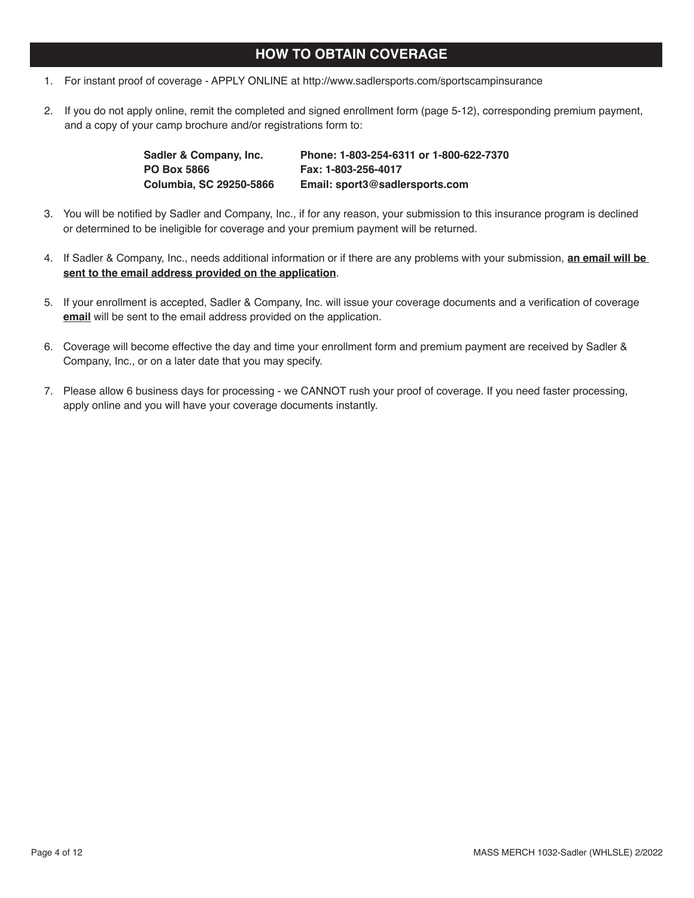## HOW TO OBTAIN COVERAGE

1. For instant proof of coverage - APPLY ONLINE at http://www.sadlersports.com/sportscampinsurance

2. If you do not apply online, remit the completed and signed enrollment form (page 5-12), corresponding premium payment, and a copy of your camp brochure and/or registrations form to:

   **Sadler & Company, Inc.**
   **PO Box 5866**
   **Columbia, SC 29250-5866**

   **Phone: 1-803-254-6311 or 1-800-622-7370**
   **Fax: 1-803-256-4017**
   **Email: sport3@sadlersports.com**

3. You will be notified by Sadler and Company, Inc., if for any reason, your submission to this insurance program is declined or determined to be ineligible for coverage and your premium payment will be returned.

4. If Sadler & Company, Inc., needs additional information or if there are any problems with your submission, **<u>an email will be sent to the email address provided on the application</u>**.

5. If your enrollment is accepted, Sadler & Company, Inc. will issue your coverage documents and a verification of coverage **<u>email</u>** will be sent to the email address provided on the application.

6. Coverage will become effective the day and time your enrollment form and premium payment are received by Sadler & Company, Inc., or on a later date that you may specify.

7. Please allow 6 business days for processing - we CANNOT rush your proof of coverage. If you need faster processing, apply online and you will have your coverage documents instantly.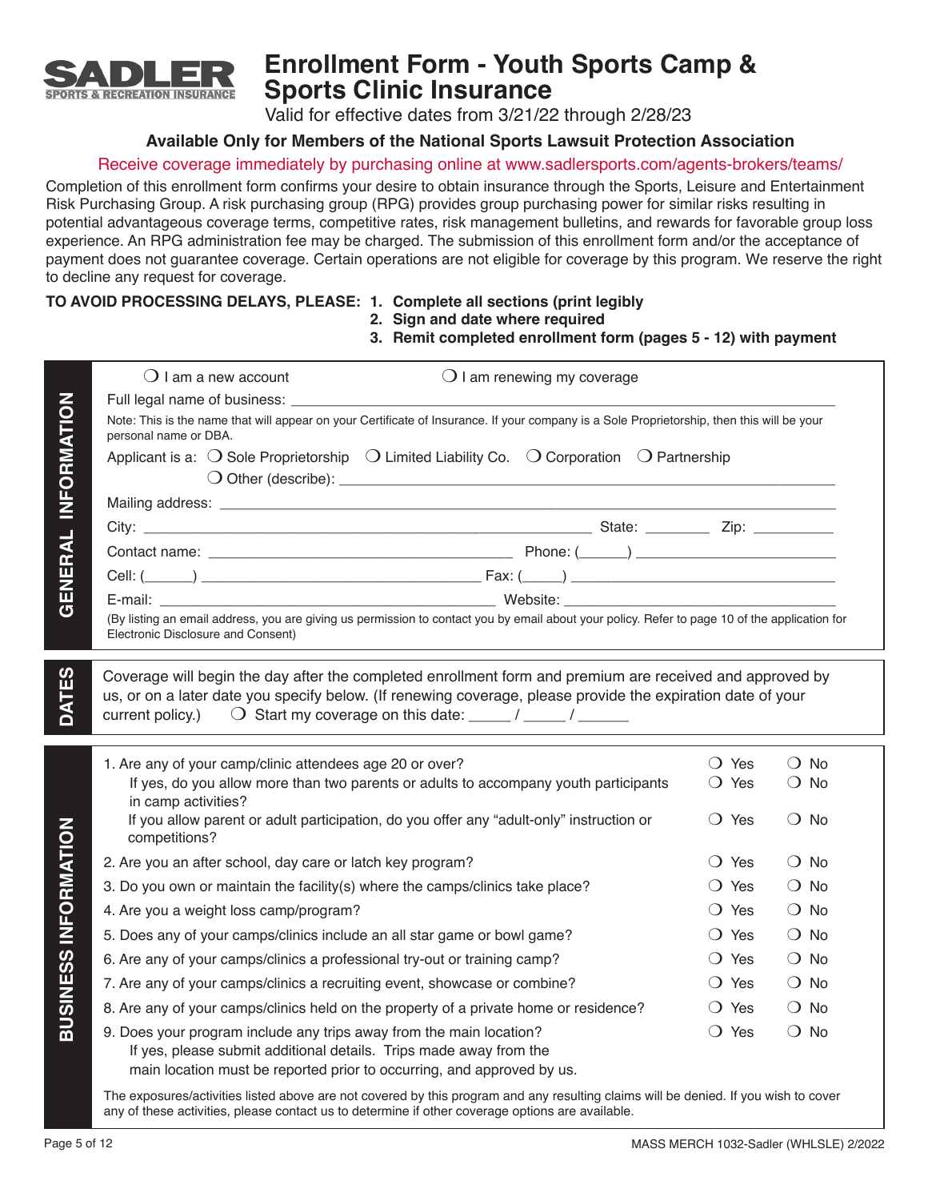# Enrollment Form - Youth Sports Camp & Sports Clinic Insurance

Valid for effective dates from 3/21/22 through 2/28/23

**Available Only for Members of the National Sports Lawsuit Protection Association**

Receive coverage immediately by purchasing online at www.sadlersports.com/agents-brokers/teams/

Completion of this enrollment form confirms your desire to obtain insurance through the Sports, Leisure and Entertainment Risk Purchasing Group. A risk purchasing group (RPG) provides group purchasing power for similar risks resulting in potential advantageous coverage terms, competitive rates, risk management bulletins, and rewards for favorable group loss experience. An RPG administration fee may be charged. The submission of this enrollment form and/or the acceptance of payment does not guarantee coverage. Certain operations are not eligible for coverage by this program. We reserve the right to decline any request for coverage.

**TO AVOID PROCESSING DELAYS, PLEASE:**
1. **Complete all sections (print legibly**
2. **Sign and date where required**
3. **Remit completed enrollment form (pages 5 - 12) with payment**

## GENERAL INFORMATION

❍ I am a new account ❍ I am renewing my coverage

Full legal name of business: ______________________________

Note: This is the name that will appear on your Certificate of Insurance. If your company is a Sole Proprietorship, then this will be your personal name or DBA.

Applicant is a: ❍ Sole Proprietorship ❍ Limited Liability Co. ❍ Corporation ❍ Partnership
❍ Other (describe): ______________________________

Mailing address: ______________________________

City: ______________________ State: ________ Zip: __________

Contact name: ______________________ Phone: (______) ______________________

Cell: (______) ______________________ Fax: (_____) ______________________

E-mail: ______________________ Website: ______________________

(By listing an email address, you are giving us permission to contact you by email about your policy. Refer to page 10 of the application for Electronic Disclosure and Consent)

## DATES

Coverage will begin the day after the completed enrollment form and premium are received and approved by us, or on a later date you specify below. (If renewing coverage, please provide the expiration date of your current policy.) ❍ Start my coverage on this date: _____ / _____ / ______

## BUSINESS INFORMATION

| Question | Yes | No |
|---|---|---|
| 1. Are any of your camp/clinic attendees age 20 or over? | ❍ Yes | ❍ No |
| If yes, do you allow more than two parents or adults to accompany youth participants in camp activities? | ❍ Yes | ❍ No |
| If you allow parent or adult participation, do you offer any "adult-only" instruction or competitions? | ❍ Yes | ❍ No |
| 2. Are you an after school, day care or latch key program? | ❍ Yes | ❍ No |
| 3. Do you own or maintain the facility(s) where the camps/clinics take place? | ❍ Yes | ❍ No |
| 4. Are you a weight loss camp/program? | ❍ Yes | ❍ No |
| 5. Does any of your camps/clinics include an all star game or bowl game? | ❍ Yes | ❍ No |
| 6. Are any of your camps/clinics a professional try-out or training camp? | ❍ Yes | ❍ No |
| 7. Are any of your camps/clinics a recruiting event, showcase or combine? | ❍ Yes | ❍ No |
| 8. Are any of your camps/clinics held on the property of a private home or residence? | ❍ Yes | ❍ No |
| 9. Does your program include any trips away from the main location? If yes, please submit additional details. Trips made away from the main location must be reported prior to occurring, and approved by us. | ❍ Yes | ❍ No |

The exposures/activities listed above are not covered by this program and any resulting claims will be denied. If you wish to cover any of these activities, please contact us to determine if other coverage options are available.

MASS MERCH 1032-Sadler (WHLSLE) 2/2022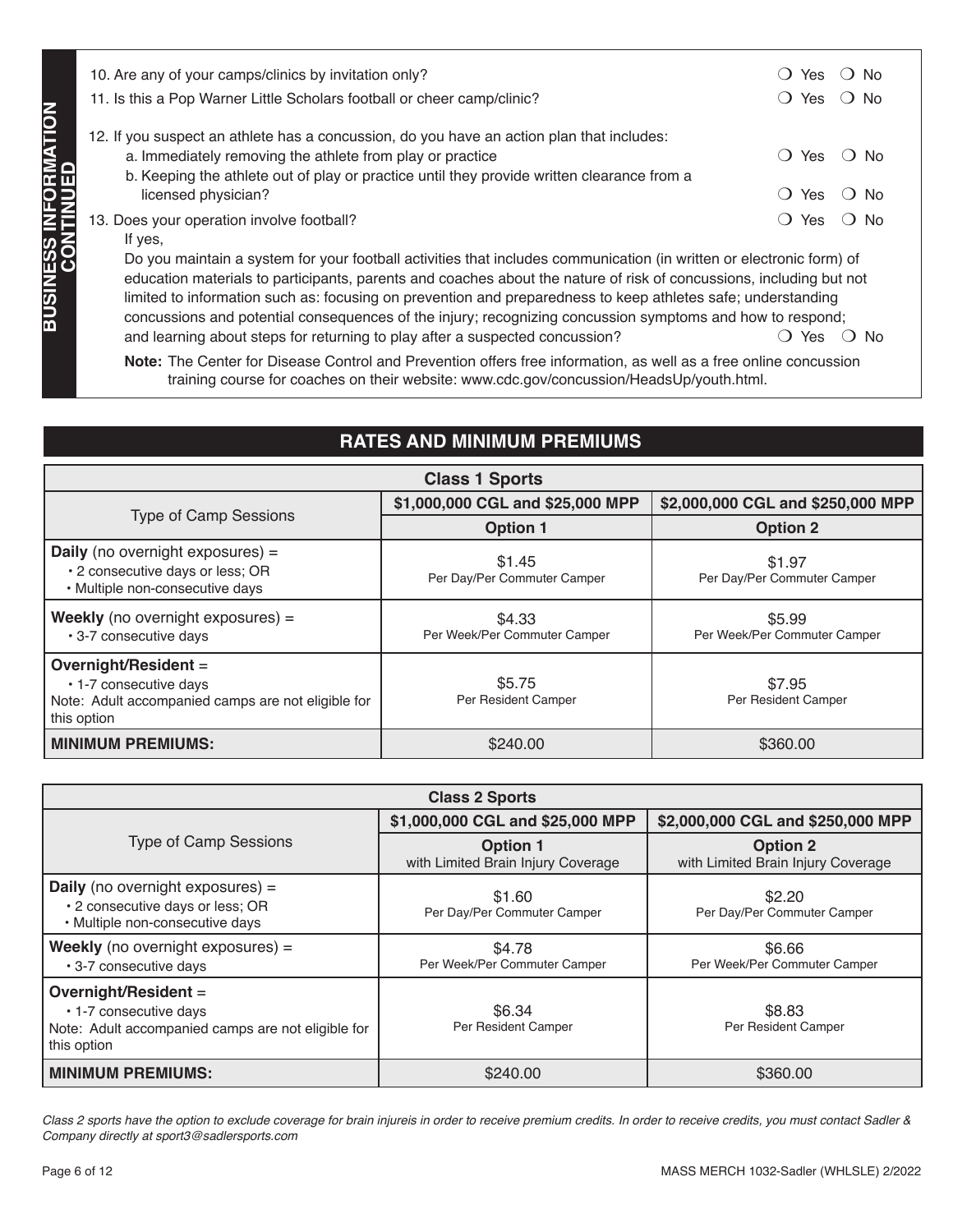## BUSINESS INFORMATION CONTINUED

10. Are any of your camps/clinics by invitation only? ❍ Yes ❍ No

11. Is this a Pop Warner Little Scholars football or cheer camp/clinic? ❍ Yes ❍ No

12. If you suspect an athlete has a concussion, do you have an action plan that includes:
    a. Immediately removing the athlete from play or practice ❍ Yes ❍ No
    b. Keeping the athlete out of play or practice until they provide written clearance from a licensed physician? ❍ Yes ❍ No

13. Does your operation involve football? ❍ Yes ❍ No

    If yes,

    Do you maintain a system for your football activities that includes communication (in written or electronic form) of education materials to participants, parents and coaches about the nature of risk of concussions, including but not limited to information such as: focusing on prevention and preparedness to keep athletes safe; understanding concussions and potential consequences of the injury; recognizing concussion symptoms and how to respond; and learning about steps for returning to play after a suspected concussion? ❍ Yes ❍ No

    **Note:** The Center for Disease Control and Prevention offers free information, as well as a free online concussion training course for coaches on their website: www.cdc.gov/concussion/HeadsUp/youth.html.

## RATES AND MINIMUM PREMIUMS

| Class 1 Sports | | |
|---|---|---|
| Type of Camp Sessions | $1,000,000 CGL and $25,000 MPP | $2,000,000 CGL and $250,000 MPP |
| | **Option 1** | **Option 2** |
| **Daily** (no overnight exposures) = • 2 consecutive days or less; OR • Multiple non-consecutive days | $1.45 Per Day/Per Commuter Camper | $1.97 Per Day/Per Commuter Camper |
| **Weekly** (no overnight exposures) = • 3-7 consecutive days | $4.33 Per Week/Per Commuter Camper | $5.99 Per Week/Per Commuter Camper |
| **Overnight/Resident** = • 1-7 consecutive days Note: Adult accompanied camps are not eligible for this option | $5.75 Per Resident Camper | $7.95 Per Resident Camper |
| **MINIMUM PREMIUMS:** | $240.00 | $360.00 |

| Class 2 Sports | | |
|---|---|---|
| Type of Camp Sessions | $1,000,000 CGL and $25,000 MPP | $2,000,000 CGL and $250,000 MPP |
| | **Option 1** with Limited Brain Injury Coverage | **Option 2** with Limited Brain Injury Coverage |
| **Daily** (no overnight exposures) = • 2 consecutive days or less; OR • Multiple non-consecutive days | $1.60 Per Day/Per Commuter Camper | $2.20 Per Day/Per Commuter Camper |
| **Weekly** (no overnight exposures) = • 3-7 consecutive days | $4.78 Per Week/Per Commuter Camper | $6.66 Per Week/Per Commuter Camper |
| **Overnight/Resident** = • 1-7 consecutive days Note: Adult accompanied camps are not eligible for this option | $6.34 Per Resident Camper | $8.83 Per Resident Camper |
| **MINIMUM PREMIUMS:** | $240.00 | $360.00 |

*Class 2 sports have the option to exclude coverage for brain injureis in order to receive premium credits. In order to receive credits, you must contact Sadler & Company directly at sport3@sadlersports.com*

MASS MERCH 1032-Sadler (WHLSLE) 2/2022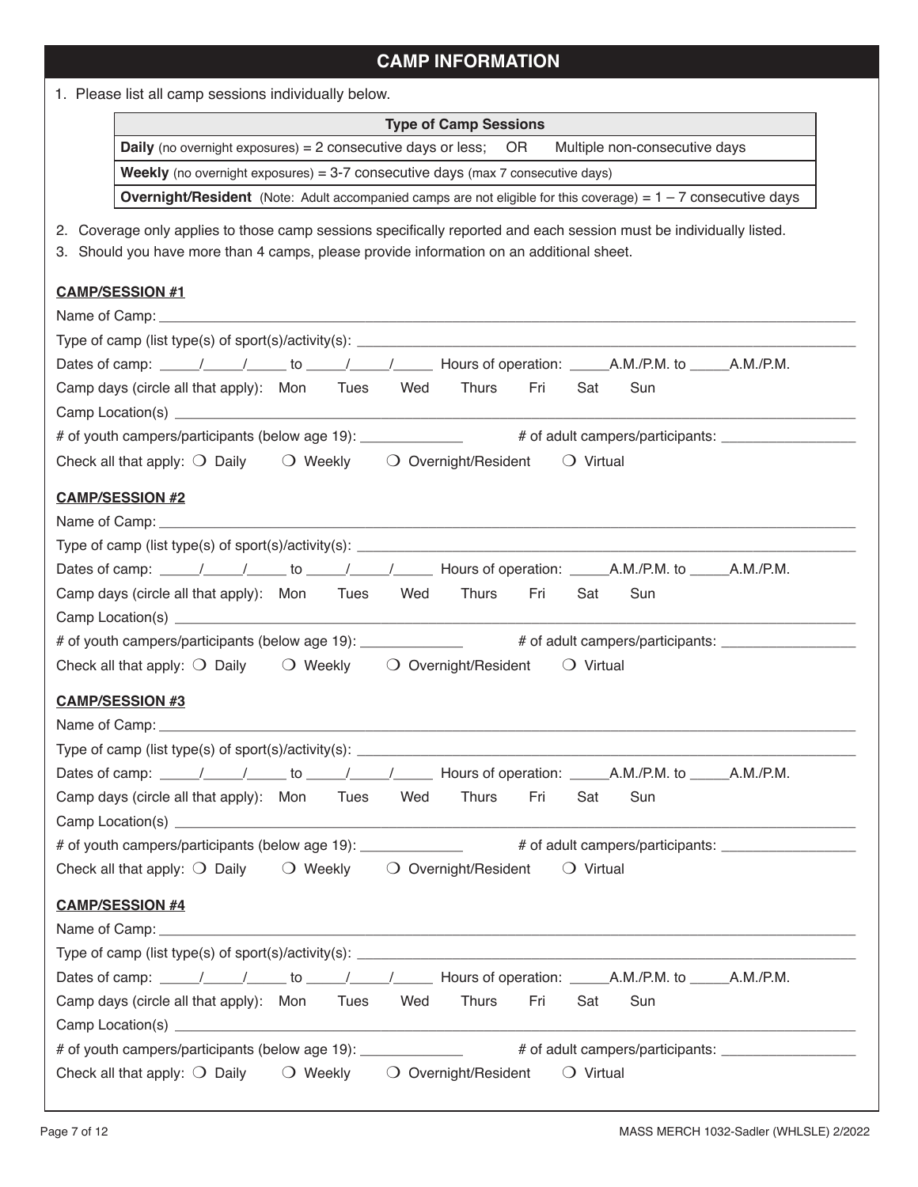## CAMP INFORMATION

1. Please list all camp sessions individually below.

| Type of Camp Sessions |
|---|
| **Daily** (no overnight exposures) = 2 consecutive days or less; OR Multiple non-consecutive days |
| **Weekly** (no overnight exposures) = 3-7 consecutive days (max 7 consecutive days) |
| **Overnight/Resident** (Note: Adult accompanied camps are not eligible for this coverage) = 1 – 7 consecutive days |

2. Coverage only applies to those camp sessions specifically reported and each session must be individually listed.
3. Should you have more than 4 camps, please provide information on an additional sheet.

**CAMP/SESSION #1**

Name of Camp: ________________________________________________

Type of camp (list type(s) of sport(s)/activity(s): ________________________________________________

Dates of camp: _____/_____/_____ to _____/_____/_____ Hours of operation: _____A.M./P.M. to _____A.M./P.M.

Camp days (circle all that apply): Mon Tues Wed Thurs Fri Sat Sun

Camp Location(s) ________________________________________________

# of youth campers/participants (below age 19): _____________ # of adult campers/participants: _________________

Check all that apply: ❍ Daily ❍ Weekly ❍ Overnight/Resident ❍ Virtual

**CAMP/SESSION #2**

Name of Camp: ________________________________________________

Type of camp (list type(s) of sport(s)/activity(s): ________________________________________________

Dates of camp: _____/_____/_____ to _____/_____/_____ Hours of operation: _____A.M./P.M. to _____A.M./P.M.

Camp days (circle all that apply): Mon Tues Wed Thurs Fri Sat Sun

Camp Location(s) ________________________________________________

# of youth campers/participants (below age 19): _____________ # of adult campers/participants: _________________

Check all that apply: ❍ Daily ❍ Weekly ❍ Overnight/Resident ❍ Virtual

**CAMP/SESSION #3**

Name of Camp: ________________________________________________

Type of camp (list type(s) of sport(s)/activity(s): ________________________________________________

Dates of camp: _____/_____/_____ to _____/_____/_____ Hours of operation: _____A.M./P.M. to _____A.M./P.M.

Camp days (circle all that apply): Mon Tues Wed Thurs Fri Sat Sun

Camp Location(s) ________________________________________________

# of youth campers/participants (below age 19): _____________ # of adult campers/participants: _________________

Check all that apply: ❍ Daily ❍ Weekly ❍ Overnight/Resident ❍ Virtual

**CAMP/SESSION #4**

Name of Camp: ________________________________________________

Type of camp (list type(s) of sport(s)/activity(s): ________________________________________________

Dates of camp: _____/_____/_____ to _____/_____/_____ Hours of operation: _____A.M./P.M. to _____A.M./P.M.

Camp days (circle all that apply): Mon Tues Wed Thurs Fri Sat Sun

Camp Location(s) ________________________________________________

# of youth campers/participants (below age 19): _____________ # of adult campers/participants: _________________

Check all that apply: ❍ Daily ❍ Weekly ❍ Overnight/Resident ❍ Virtual

MASS MERCH 1032-Sadler (WHLSLE) 2/2022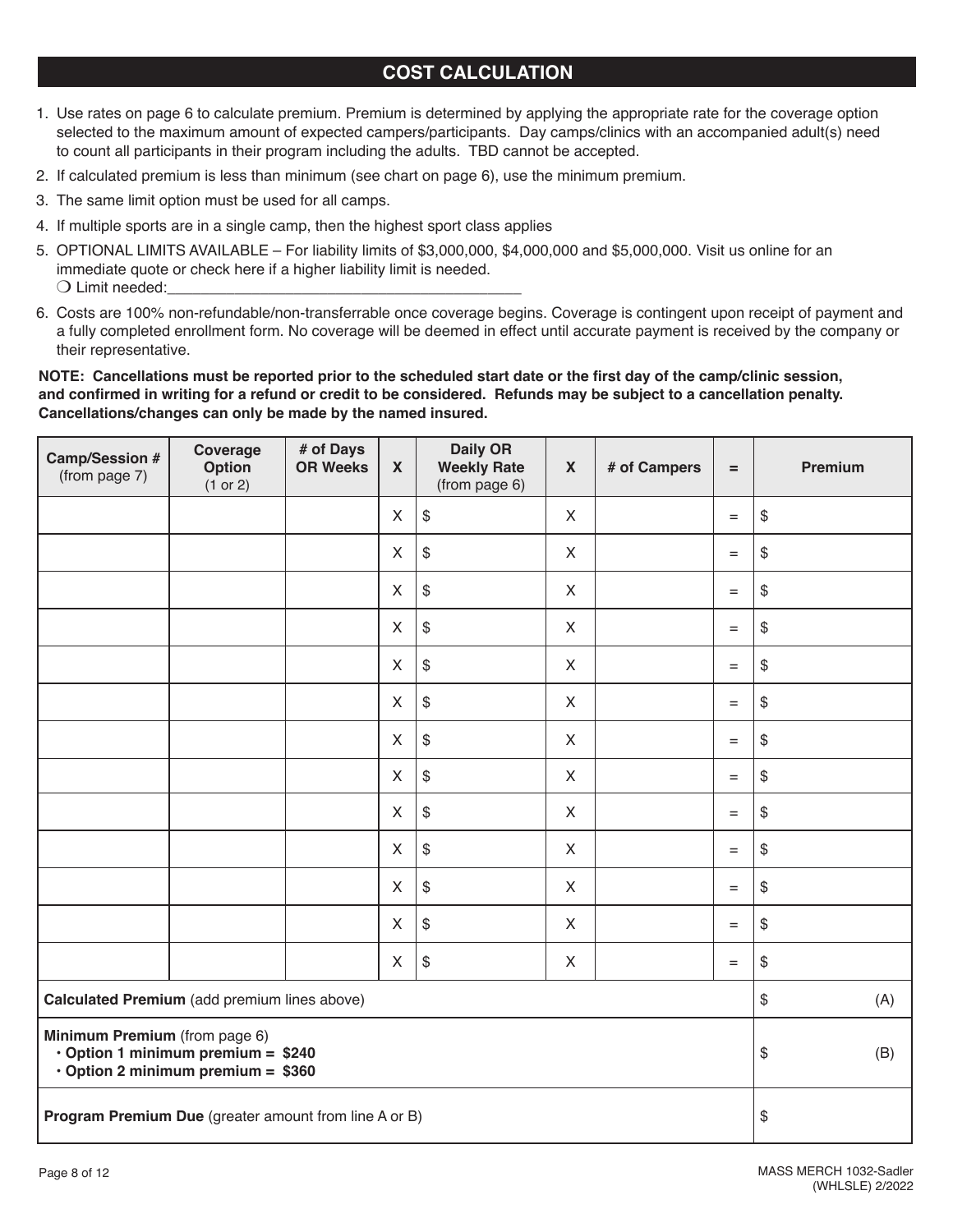## COST CALCULATION

1. Use rates on page 6 to calculate premium. Premium is determined by applying the appropriate rate for the coverage option selected to the maximum amount of expected campers/participants. Day camps/clinics with an accompanied adult(s) need to count all participants in their program including the adults. TBD cannot be accepted.
2. If calculated premium is less than minimum (see chart on page 6), use the minimum premium.
3. The same limit option must be used for all camps.
4. If multiple sports are in a single camp, then the highest sport class applies
5. OPTIONAL LIMITS AVAILABLE – For liability limits of $3,000,000, $4,000,000 and $5,000,000. Visit us online for an immediate quote or check here if a higher liability limit is needed.
   ❍ Limit needed:\_\_\_\_\_\_\_\_\_\_\_\_\_\_\_\_\_\_\_\_\_\_\_\_\_\_\_\_\_\_\_\_\_\_\_\_\_\_\_\_\_\_
6. Costs are 100% non-refundable/non-transferrable once coverage begins. Coverage is contingent upon receipt of payment and a fully completed enrollment form. No coverage will be deemed in effect until accurate payment is received by the company or their representative.

**NOTE: Cancellations must be reported prior to the scheduled start date or the first day of the camp/clinic session, and confirmed in writing for a refund or credit to be considered. Refunds may be subject to a cancellation penalty. Cancellations/changes can only be made by the named insured.**

| **Camp/Session #** (from page 7) | **Coverage Option** (1 or 2) | **# of Days OR Weeks** | **X** | **Daily OR Weekly Rate** (from page 6) | **X** | **# of Campers** | **=** | **Premium** |
|---|---|---|---|---|---|---|---|---|
| | | | X | $ | X | | = | $ |
| | | | X | $ | X | | = | $ |
| | | | X | $ | X | | = | $ |
| | | | X | $ | X | | = | $ |
| | | | X | $ | X | | = | $ |
| | | | X | $ | X | | = | $ |
| | | | X | $ | X | | = | $ |
| | | | X | $ | X | | = | $ |
| | | | X | $ | X | | = | $ |
| | | | X | $ | X | | = | $ |
| | | | X | $ | X | | = | $ |
| | | | X | $ | X | | = | $ |
| | | | X | $ | X | | = | $ |
| **Calculated Premium** (add premium lines above) | | | | | | | | $ (A) |
| **Minimum Premium** (from page 6)<br>• **Option 1 minimum premium = $240**<br>• **Option 2 minimum premium = $360** | | | | | | | | $ (B) |
| **Program Premium Due** (greater amount from line A or B) | | | | | | | | $ |

MASS MERCH 1032-Sadler (WHLSLE) 2/2022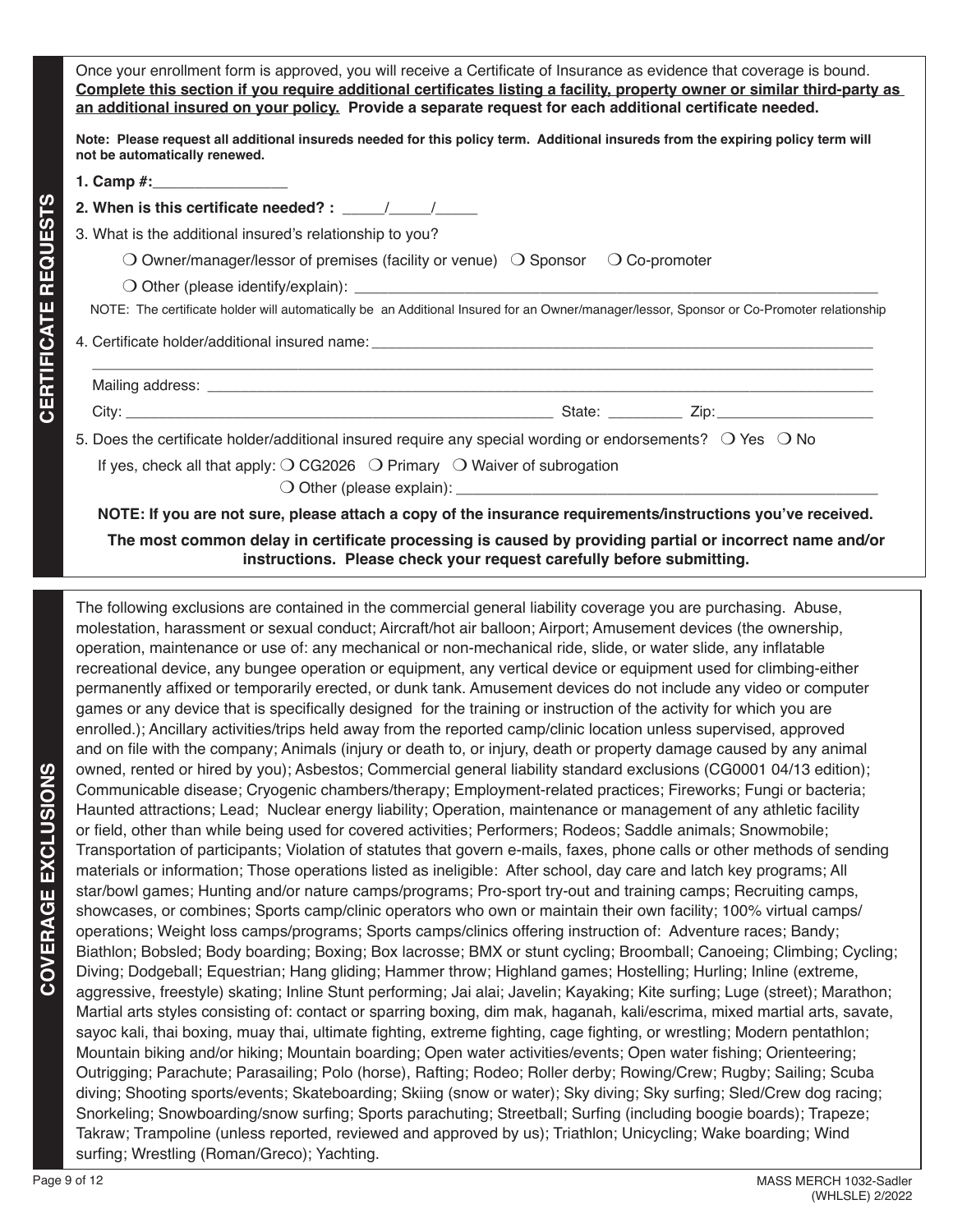## CERTIFICATE REQUESTS

Once your enrollment form is approved, you will receive a Certificate of Insurance as evidence that coverage is bound. **Complete this section if you require additional certificates listing a facility, property owner or similar third-party as an additional insured on your policy. Provide a separate request for each additional certificate needed.**

**Note: Please request all additional insureds needed for this policy term. Additional insureds from the expiring policy term will not be automatically renewed.**

**1. Camp #:**________________

**2. When is this certificate needed? :** _____/_____/_____

3. What is the additional insured's relationship to you?

❍ Owner/manager/lessor of premises (facility or venue) ❍ Sponsor ❍ Co-promoter

❍ Other (please identify/explain): ______________________________________________________________

NOTE: The certificate holder will automatically be an Additional Insured for an Owner/manager/lessor, Sponsor or Co-Promoter relationship

4. Certificate holder/additional insured name: ______________________________________________________________

______________________________________________________________________________________

Mailing address: ______________________________________________________________________________

City: ___________________________________________________ State: _________ Zip: __________________

5. Does the certificate holder/additional insured require any special wording or endorsements? ❍ Yes ❍ No

If yes, check all that apply: ❍ CG2026 ❍ Primary ❍ Waiver of subrogation

❍ Other (please explain): __________________________________________________

**NOTE: If you are not sure, please attach a copy of the insurance requirements/instructions you've received.**

**The most common delay in certificate processing is caused by providing partial or incorrect name and/or instructions. Please check your request carefully before submitting.**

## COVERAGE EXCLUSIONS

The following exclusions are contained in the commercial general liability coverage you are purchasing. Abuse, molestation, harassment or sexual conduct; Aircraft/hot air balloon; Airport; Amusement devices (the ownership, operation, maintenance or use of: any mechanical or non-mechanical ride, slide, or water slide, any inflatable recreational device, any bungee operation or equipment, any vertical device or equipment used for climbing-either permanently affixed or temporarily erected, or dunk tank. Amusement devices do not include any video or computer games or any device that is specifically designed for the training or instruction of the activity for which you are enrolled.); Ancillary activities/trips held away from the reported camp/clinic location unless supervised, approved and on file with the company; Animals (injury or death to, or injury, death or property damage caused by any animal owned, rented or hired by you); Asbestos; Commercial general liability standard exclusions (CG0001 04/13 edition); Communicable disease; Cryogenic chambers/therapy; Employment-related practices; Fireworks; Fungi or bacteria; Haunted attractions; Lead; Nuclear energy liability; Operation, maintenance or management of any athletic facility or field, other than while being used for covered activities; Performers; Rodeos; Saddle animals; Snowmobile; Transportation of participants; Violation of statutes that govern e-mails, faxes, phone calls or other methods of sending materials or information; Those operations listed as ineligible: After school, day care and latch key programs; All star/bowl games; Hunting and/or nature camps/programs; Pro-sport try-out and training camps; Recruiting camps, showcases, or combines; Sports camp/clinic operators who own or maintain their own facility; 100% virtual camps/operations; Weight loss camps/programs; Sports camps/clinics offering instruction of: Adventure races; Bandy; Biathlon; Bobsled; Body boarding; Boxing; Box lacrosse; BMX or stunt cycling; Broomball; Canoeing; Climbing; Cycling; Diving; Dodgeball; Equestrian; Hang gliding; Hammer throw; Highland games; Hostelling; Hurling; Inline (extreme, aggressive, freestyle) skating; Inline Stunt performing; Jai alai; Javelin; Kayaking; Kite surfing; Luge (street); Marathon; Martial arts styles consisting of: contact or sparring boxing, dim mak, haganah, kali/escrima, mixed martial arts, savate, sayoc kali, thai boxing, muay thai, ultimate fighting, extreme fighting, cage fighting, or wrestling; Modern pentathlon; Mountain biking and/or hiking; Mountain boarding; Open water activities/events; Open water fishing; Orienteering; Outrigging; Parachute; Parasailing; Polo (horse), Rafting; Rodeo; Roller derby; Rowing/Crew; Rugby; Sailing; Scuba diving; Shooting sports/events; Skateboarding; Skiing (snow or water); Sky diving; Sky surfing; Sled/Crew dog racing; Snorkeling; Snowboarding/snow surfing; Sports parachuting; Streetball; Surfing (including boogie boards); Trapeze; Takraw; Trampoline (unless reported, reviewed and approved by us); Triathlon; Unicycling; Wake boarding; Wind surfing; Wrestling (Roman/Greco); Yachting.

MASS MERCH 1032-Sadler (WHLSLE) 2/2022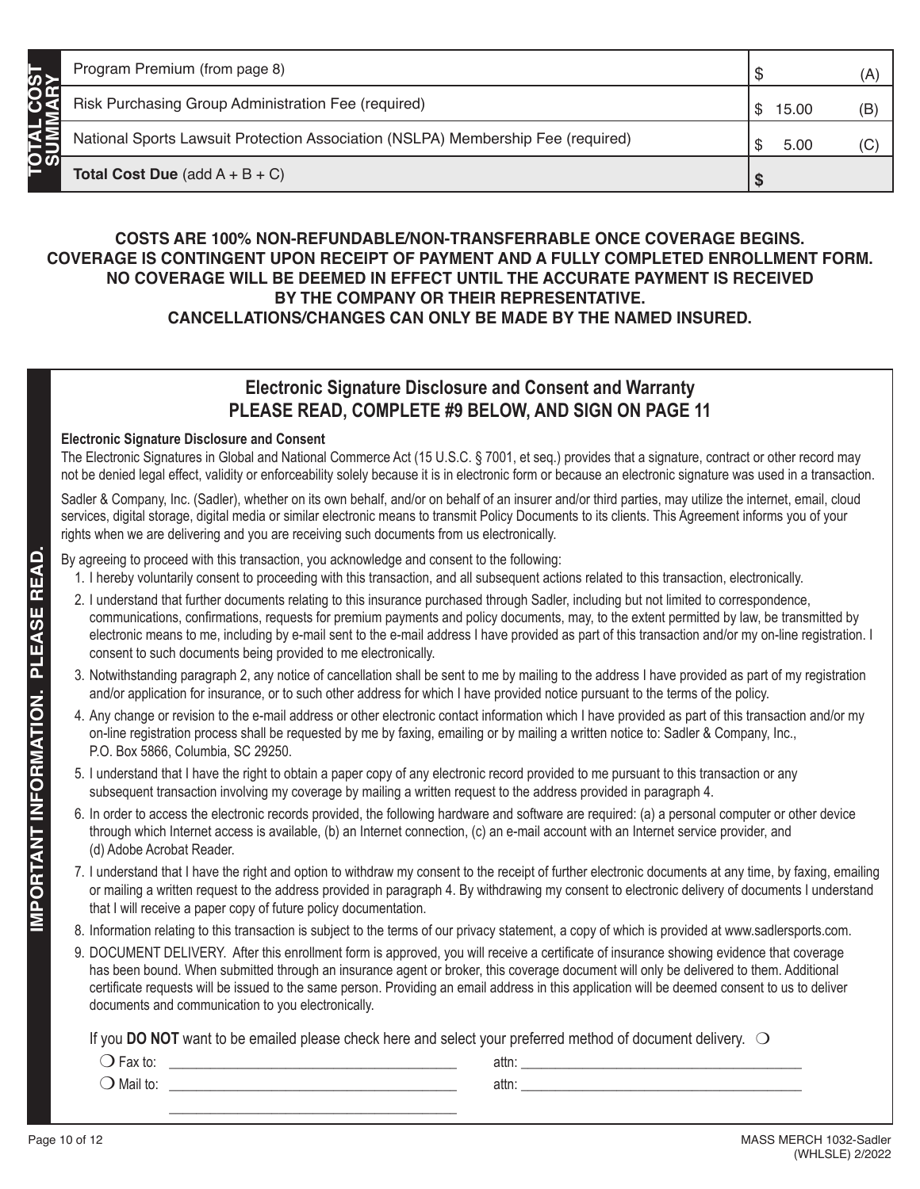## TOTAL COST SUMMARY

| Item | Amount | |
|---|---|---|
| Program Premium (from page 8) | $ | (A) |
| Risk Purchasing Group Administration Fee (required) | $ 15.00 | (B) |
| National Sports Lawsuit Protection Association (NSLPA) Membership Fee (required) | $ 5.00 | (C) |
| **Total Cost Due** (add A + B + C) | **$** | |

**COSTS ARE 100% NON-REFUNDABLE/NON-TRANSFERRABLE ONCE COVERAGE BEGINS. COVERAGE IS CONTINGENT UPON RECEIPT OF PAYMENT AND A FULLY COMPLETED ENROLLMENT FORM. NO COVERAGE WILL BE DEEMED IN EFFECT UNTIL THE ACCURATE PAYMENT IS RECEIVED BY THE COMPANY OR THEIR REPRESENTATIVE. CANCELLATIONS/CHANGES CAN ONLY BE MADE BY THE NAMED INSURED.**

## IMPORTANT INFORMATION. PLEASE READ.

### Electronic Signature Disclosure and Consent and Warranty
### PLEASE READ, COMPLETE #9 BELOW, AND SIGN ON PAGE 11

**Electronic Signature Disclosure and Consent**

The Electronic Signatures in Global and National Commerce Act (15 U.S.C. § 7001, et seq.) provides that a signature, contract or other record may not be denied legal effect, validity or enforceability solely because it is in electronic form or because an electronic signature was used in a transaction.

Sadler & Company, Inc. (Sadler), whether on its own behalf, and/or on behalf of an insurer and/or third parties, may utilize the internet, email, cloud services, digital storage, digital media or similar electronic means to transmit Policy Documents to its clients. This Agreement informs you of your rights when we are delivering and you are receiving such documents from us electronically.

By agreeing to proceed with this transaction, you acknowledge and consent to the following:

1. I hereby voluntarily consent to proceeding with this transaction, and all subsequent actions related to this transaction, electronically.
2. I understand that further documents relating to this insurance purchased through Sadler, including but not limited to correspondence, communications, confirmations, requests for premium payments and policy documents, may, to the extent permitted by law, be transmitted by electronic means to me, including by e-mail sent to the e-mail address I have provided as part of this transaction and/or my on-line registration. I consent to such documents being provided to me electronically.
3. Notwithstanding paragraph 2, any notice of cancellation shall be sent to me by mailing to the address I have provided as part of my registration and/or application for insurance, or to such other address for which I have provided notice pursuant to the terms of the policy.
4. Any change or revision to the e-mail address or other electronic contact information which I have provided as part of this transaction and/or my on-line registration process shall be requested by me by faxing, emailing or by mailing a written notice to: Sadler & Company, Inc., P.O. Box 5866, Columbia, SC 29250.
5. I understand that I have the right to obtain a paper copy of any electronic record provided to me pursuant to this transaction or any subsequent transaction involving my coverage by mailing a written request to the address provided in paragraph 4.
6. In order to access the electronic records provided, the following hardware and software are required: (a) a personal computer or other device through which Internet access is available, (b) an Internet connection, (c) an e-mail account with an Internet service provider, and (d) Adobe Acrobat Reader.
7. I understand that I have the right and option to withdraw my consent to the receipt of further electronic documents at any time, by faxing, emailing or mailing a written request to the address provided in paragraph 4. By withdrawing my consent to electronic delivery of documents I understand that I will receive a paper copy of future policy documentation.
8. Information relating to this transaction is subject to the terms of our privacy statement, a copy of which is provided at www.sadlersports.com.
9. DOCUMENT DELIVERY. After this enrollment form is approved, you will receive a certificate of insurance showing evidence that coverage has been bound. When submitted through an insurance agent or broker, this coverage document will only be delivered to them. Additional certificate requests will be issued to the same person. Providing an email address in this application will be deemed consent to us to deliver documents and communication to you electronically.

If you **DO NOT** want to be emailed please check here and select your preferred method of document delivery. ❍

❍ Fax to: ______________________________ attn: ______________________________

❍ Mail to: ______________________________ attn: ______________________________

______________________________

MASS MERCH 1032-Sadler (WHLSLE) 2/2022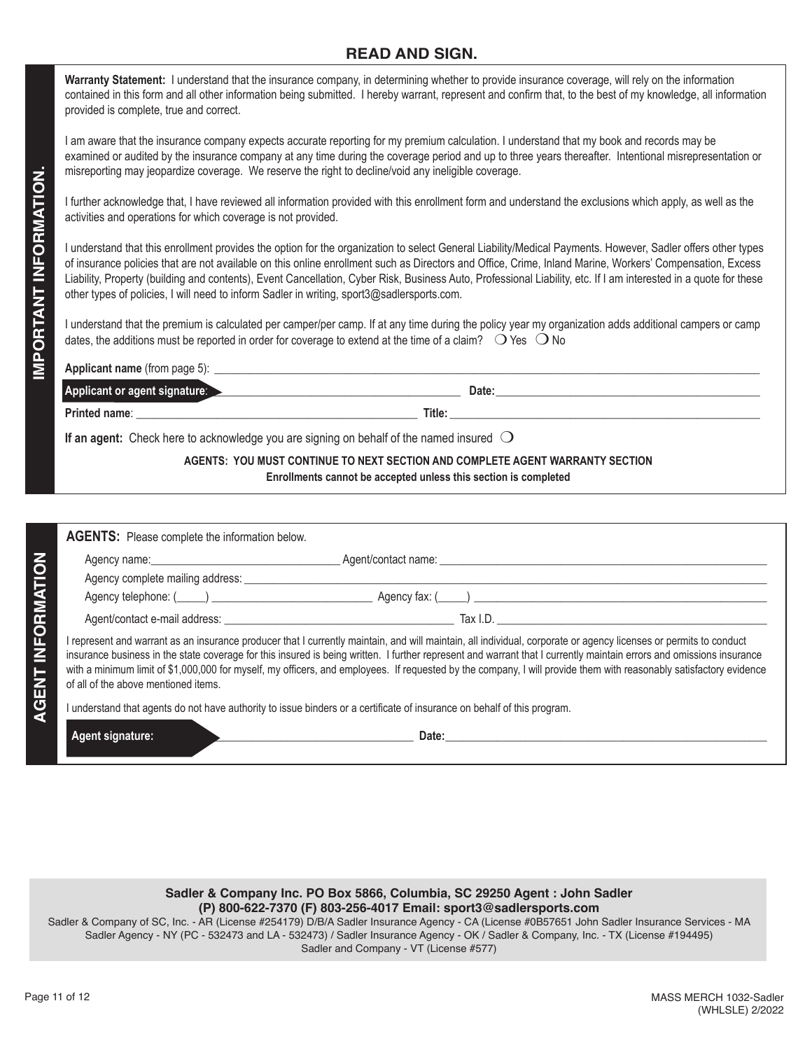# READ AND SIGN.

## IMPORTANT INFORMATION.

**Warranty Statement:** I understand that the insurance company, in determining whether to provide insurance coverage, will rely on the information contained in this form and all other information being submitted. I hereby warrant, represent and confirm that, to the best of my knowledge, all information provided is complete, true and correct.

I am aware that the insurance company expects accurate reporting for my premium calculation. I understand that my book and records may be examined or audited by the insurance company at any time during the coverage period and up to three years thereafter. Intentional misrepresentation or misreporting may jeopardize coverage. We reserve the right to decline/void any ineligible coverage.

I further acknowledge that, I have reviewed all information provided with this enrollment form and understand the exclusions which apply, as well as the activities and operations for which coverage is not provided.

I understand that this enrollment provides the option for the organization to select General Liability/Medical Payments. However, Sadler offers other types of insurance policies that are not available on this online enrollment such as Directors and Office, Crime, Inland Marine, Workers' Compensation, Excess Liability, Property (building and contents), Event Cancellation, Cyber Risk, Business Auto, Professional Liability, etc. If I am interested in a quote for these other types of policies, I will need to inform Sadler in writing, sport3@sadlersports.com.

I understand that the premium is calculated per camper/per camp. If at any time during the policy year my organization adds additional campers or camp dates, the additions must be reported in order for coverage to extend at the time of a claim? ❍ Yes ❍ No

**Applicant name** (from page 5): ____________________

**Applicant or agent signature:** ____________________ **Date:** ____________________

**Printed name**: ____________________ **Title:** ____________________

**If an agent:** Check here to acknowledge you are signing on behalf of the named insured ❍

**AGENTS: YOU MUST CONTINUE TO NEXT SECTION AND COMPLETE AGENT WARRANTY SECTION**
**Enrollments cannot be accepted unless this section is completed**

## AGENT INFORMATION

**AGENTS:** Please complete the information below.

Agency name: ____________________ Agent/contact name: ____________________

Agency complete mailing address: ____________________

Agency telephone: (____) ____________________ Agency fax: (____) ____________________

Agent/contact e-mail address: ____________________ Tax I.D. ____________________

I represent and warrant as an insurance producer that I currently maintain, and will maintain, all individual, corporate or agency licenses or permits to conduct insurance business in the state coverage for this insured is being written. I further represent and warrant that I currently maintain errors and omissions insurance with a minimum limit of $1,000,000 for myself, my officers, and employees. If requested by the company, I will provide them with reasonably satisfactory evidence of all of the above mentioned items.

I understand that agents do not have authority to issue binders or a certificate of insurance on behalf of this program.

**Agent signature:** ____________________ **Date:** ____________________

**Sadler & Company Inc. PO Box 5866, Columbia, SC 29250 Agent : John Sadler**
**(P) 800-622-7370 (F) 803-256-4017 Email: sport3@sadlersports.com**

Sadler & Company of SC, Inc. - AR (License #254179) D/B/A Sadler Insurance Agency - CA (License #0B57651 John Sadler Insurance Services - MA Sadler Agency - NY (PC - 532473 and LA - 532473) / Sadler Insurance Agency - OK / Sadler & Company, Inc. - TX (License #194495) Sadler and Company - VT (License #577)

MASS MERCH 1032-Sadler (WHLSLE) 2/2022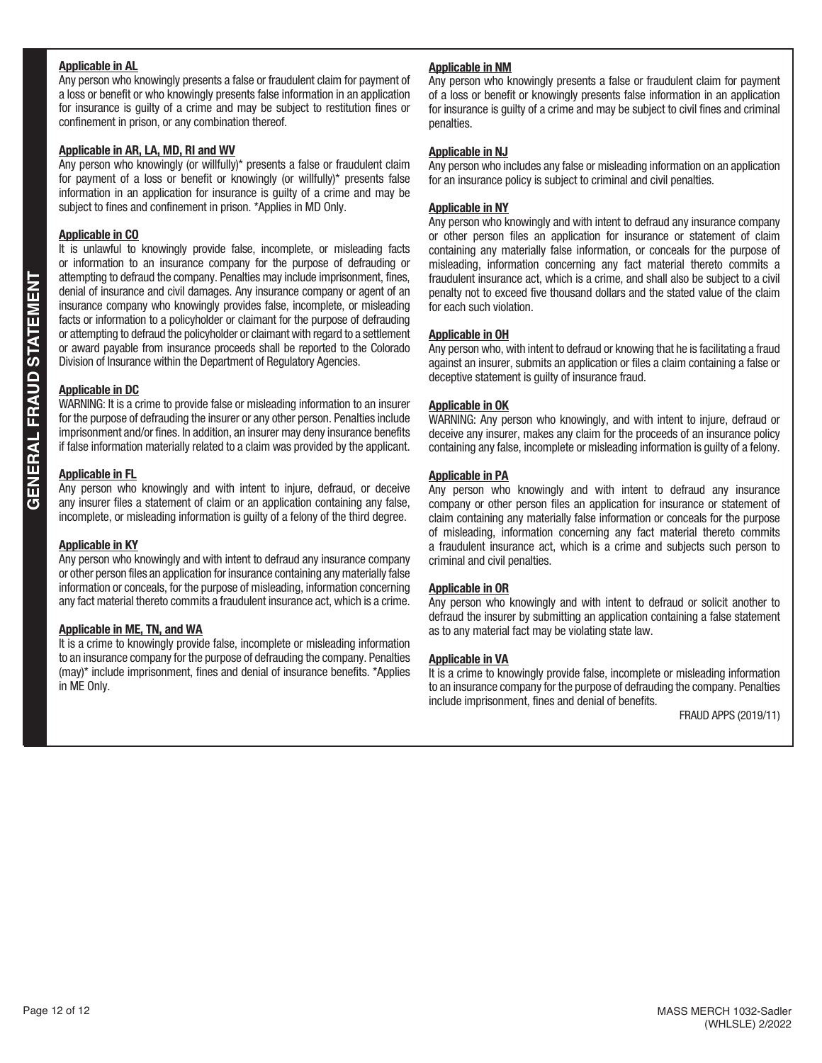# GENERAL FRAUD STATEMENT

**Applicable in AL**

Any person who knowingly presents a false or fraudulent claim for payment of a loss or benefit or who knowingly presents false information in an application for insurance is guilty of a crime and may be subject to restitution fines or confinement in prison, or any combination thereof.

**Applicable in AR, LA, MD, RI and WV**

Any person who knowingly (or willfully)* presents a false or fraudulent claim for payment of a loss or benefit or knowingly (or willfully)* presents false information in an application for insurance is guilty of a crime and may be subject to fines and confinement in prison. *Applies in MD Only.

**Applicable in CO**

It is unlawful to knowingly provide false, incomplete, or misleading facts or information to an insurance company for the purpose of defrauding or attempting to defraud the company. Penalties may include imprisonment, fines, denial of insurance and civil damages. Any insurance company or agent of an insurance company who knowingly provides false, incomplete, or misleading facts or information to a policyholder or claimant for the purpose of defrauding or attempting to defraud the policyholder or claimant with regard to a settlement or award payable from insurance proceeds shall be reported to the Colorado Division of Insurance within the Department of Regulatory Agencies.

**Applicable in DC**

WARNING: It is a crime to provide false or misleading information to an insurer for the purpose of defrauding the insurer or any other person. Penalties include imprisonment and/or fines. In addition, an insurer may deny insurance benefits if false information materially related to a claim was provided by the applicant.

**Applicable in FL**

Any person who knowingly and with intent to injure, defraud, or deceive any insurer files a statement of claim or an application containing any false, incomplete, or misleading information is guilty of a felony of the third degree.

**Applicable in KY**

Any person who knowingly and with intent to defraud any insurance company or other person files an application for insurance containing any materially false information or conceals, for the purpose of misleading, information concerning any fact material thereto commits a fraudulent insurance act, which is a crime.

**Applicable in ME, TN, and WA**

It is a crime to knowingly provide false, incomplete or misleading information to an insurance company for the purpose of defrauding the company. Penalties (may)* include imprisonment, fines and denial of insurance benefits. *Applies in ME Only.

**Applicable in NM**

Any person who knowingly presents a false or fraudulent claim for payment of a loss or benefit or knowingly presents false information in an application for insurance is guilty of a crime and may be subject to civil fines and criminal penalties.

**Applicable in NJ**

Any person who includes any false or misleading information on an application for an insurance policy is subject to criminal and civil penalties.

**Applicable in NY**

Any person who knowingly and with intent to defraud any insurance company or other person files an application for insurance or statement of claim containing any materially false information, or conceals for the purpose of misleading, information concerning any fact material thereto commits a fraudulent insurance act, which is a crime, and shall also be subject to a civil penalty not to exceed five thousand dollars and the stated value of the claim for each such violation.

**Applicable in OH**

Any person who, with intent to defraud or knowing that he is facilitating a fraud against an insurer, submits an application or files a claim containing a false or deceptive statement is guilty of insurance fraud.

**Applicable in OK**

WARNING: Any person who knowingly, and with intent to injure, defraud or deceive any insurer, makes any claim for the proceeds of an insurance policy containing any false, incomplete or misleading information is guilty of a felony.

**Applicable in PA**

Any person who knowingly and with intent to defraud any insurance company or other person files an application for insurance or statement of claim containing any materially false information or conceals for the purpose of misleading, information concerning any fact material thereto commits a fraudulent insurance act, which is a crime and subjects such person to criminal and civil penalties.

**Applicable in OR**

Any person who knowingly and with intent to defraud or solicit another to defraud the insurer by submitting an application containing a false statement as to any material fact may be violating state law.

**Applicable in VA**

It is a crime to knowingly provide false, incomplete or misleading information to an insurance company for the purpose of defrauding the company. Penalties include imprisonment, fines and denial of benefits.

FRAUD APPS (2019/11)

MASS MERCH 1032-Sadler (WHLSLE) 2/2022